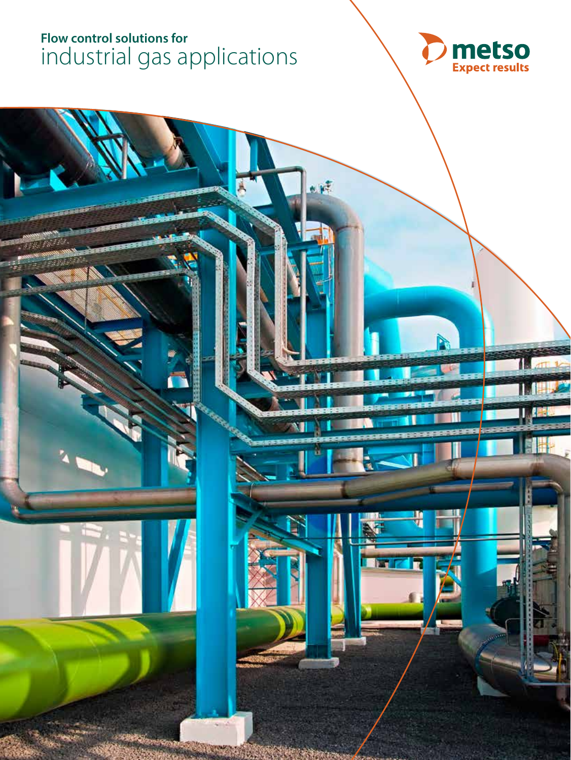# Flow control solutions for industrial gas applications

metso

Expect results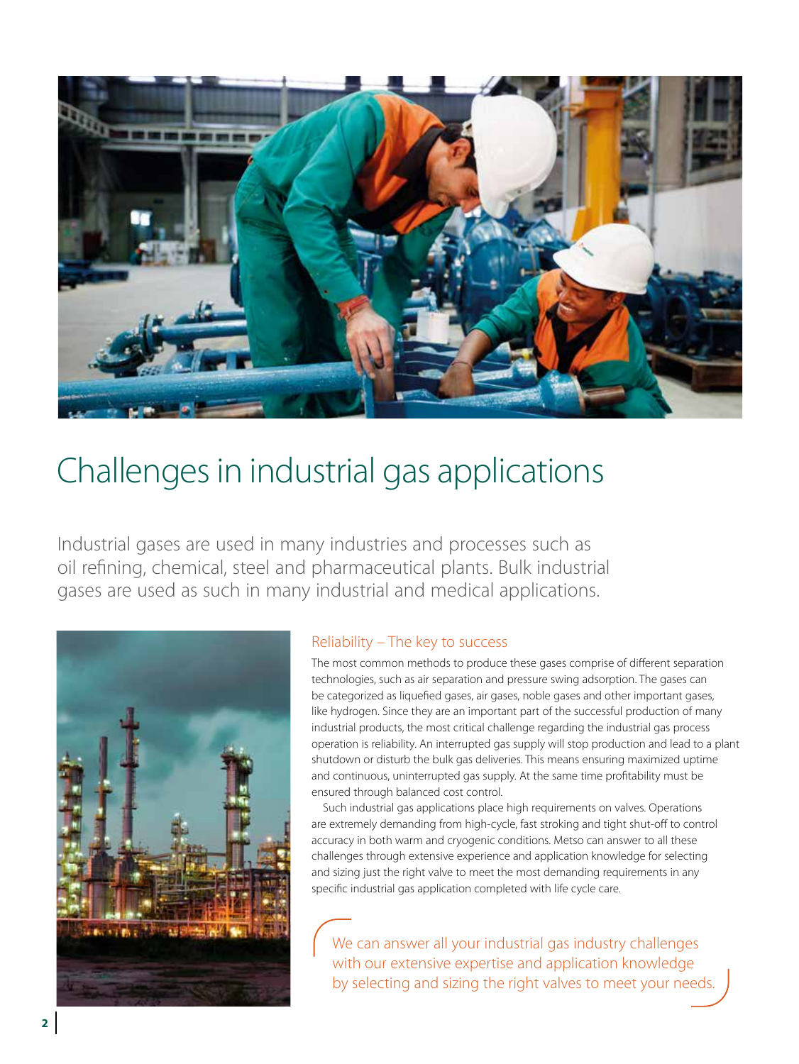# Challenges in industrial gas applications

Industrial gases are used in many industries and processes such as oil refining, chemical, steel and pharmaceutical plants. Bulk industrial gases are used as such in many industrial and medical applications.

## Reliability – The key to success

The most common methods to produce these gases comprise of different separation technologies, such as air separation and pressure swing adsorption. The gases can be categorized as liquefied gases, air gases, noble gases and other important gases, like hydrogen. Since they are an important part of the successful production of many industrial products, the most critical challenge regarding the industrial gas process operation is reliability. An interrupted gas supply will stop production and lead to a plant shutdown or disturb the bulk gas deliveries. This means ensuring maximized uptime and continuous, uninterrupted gas supply. At the same time profitability must be ensured through balanced cost control.

Such industrial gas applications place high requirements on valves. Operations are extremely demanding from high-cycle, fast stroking and tight shut-off to control accuracy in both warm and cryogenic conditions. Metso can answer to all these challenges through extensive experience and application knowledge for selecting and sizing just the right valve to meet the most demanding requirements in any specific industrial gas application completed with life cycle care.

> We can answer all your industrial gas industry challenges with our extensive expertise and application knowledge by selecting and sizing the right valves to meet your needs.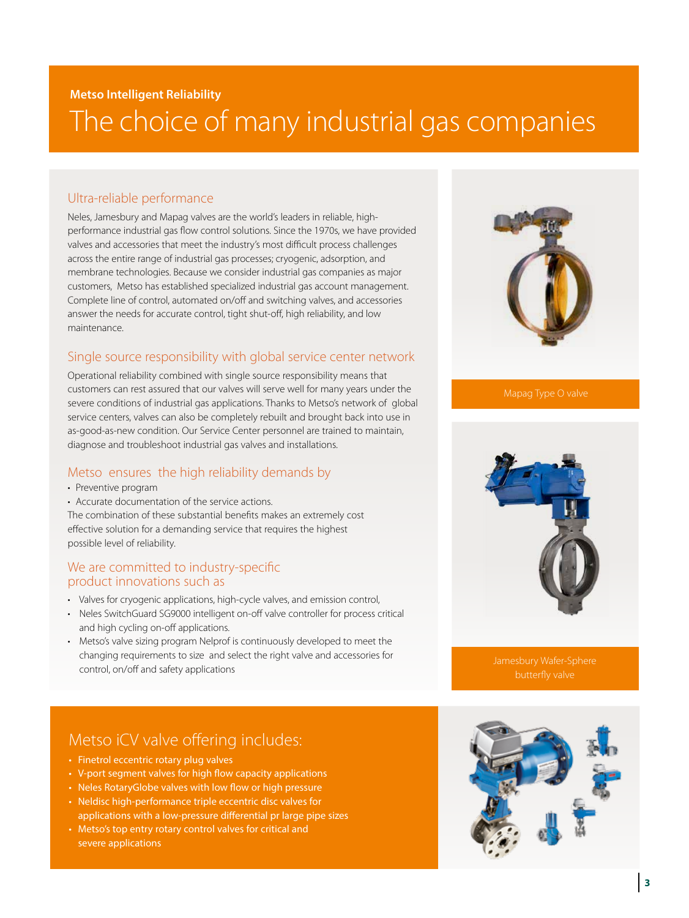Metso Intelligent Reliability

# The choice of many industrial gas companies

## Ultra-reliable performance

Neles, Jamesbury and Mapag valves are the world's leaders in reliable, high-performance industrial gas flow control solutions. Since the 1970s, we have provided valves and accessories that meet the industry's most difficult process challenges across the entire range of industrial gas processes; cryogenic, adsorption, and membrane technologies. Because we consider industrial gas companies as major customers, Metso has established specialized industrial gas account management. Complete line of control, automated on/off and switching valves, and accessories answer the needs for accurate control, tight shut-off, high reliability, and low maintenance.

## Single source responsibility with global service center network

Operational reliability combined with single source responsibility means that customers can rest assured that our valves will serve well for many years under the severe conditions of industrial gas applications. Thanks to Metso's network of global service centers, valves can also be completely rebuilt and brought back into use in as-good-as-new condition. Our Service Center personnel are trained to maintain, diagnose and troubleshoot industrial gas valves and installations.

## Metso ensures the high reliability demands by

- Preventive program
- Accurate documentation of the service actions.

The combination of these substantial benefits makes an extremely cost effective solution for a demanding service that requires the highest possible level of reliability.

## We are committed to industry-specific product innovations such as

- Valves for cryogenic applications, high-cycle valves, and emission control,
- Neles SwitchGuard SG9000 intelligent on-off valve controller for process critical and high cycling on-off applications.
- Metso's valve sizing program Nelprof is continuously developed to meet the changing requirements to size and select the right valve and accessories for control, on/off and safety applications

Mapag Type O valve

Jamesbury Wafer-Sphere butterfly valve

## Metso iCV valve offering includes:

- Finetrol eccentric rotary plug valves
- V-port segment valves for high flow capacity applications
- Neles RotaryGlobe valves with low flow or high pressure
- Neldisc high-performance triple eccentric disc valves for applications with a low-pressure differential pr large pipe sizes
- Metso's top entry rotary control valves for critical and severe applications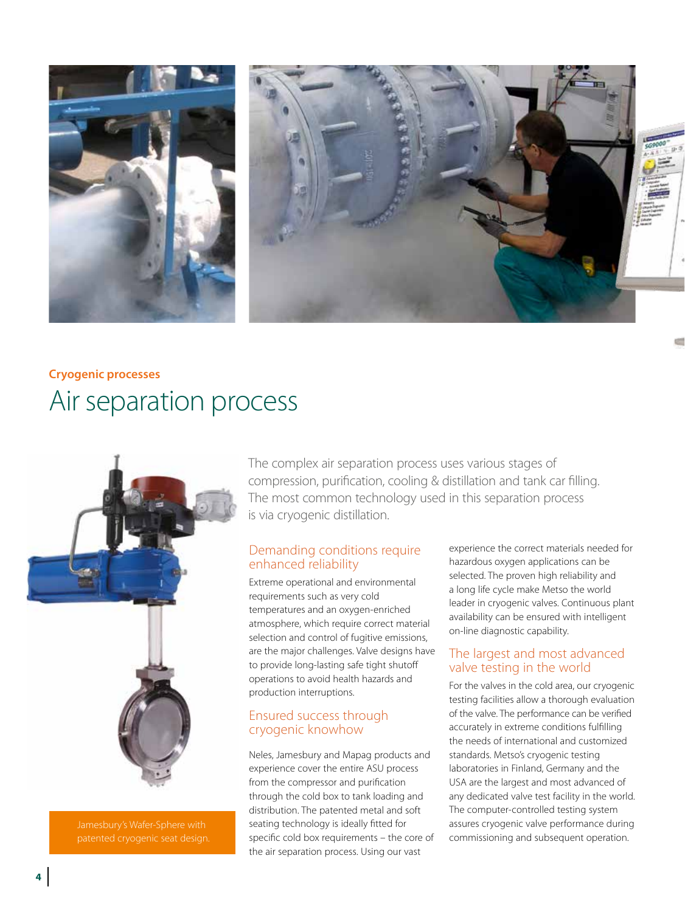Cryogenic processes

# Air separation process

The complex air separation process uses various stages of compression, purification, cooling & distillation and tank car filling. The most common technology used in this separation process is via cryogenic distillation.

## Demanding conditions require enhanced reliability

Extreme operational and environmental requirements such as very cold temperatures and an oxygen-enriched atmosphere, which require correct material selection and control of fugitive emissions, are the major challenges. Valve designs have to provide long-lasting safe tight shutoff operations to avoid health hazards and production interruptions.

## Ensured success through cryogenic knowhow

Neles, Jamesbury and Mapag products and experience cover the entire ASU process from the compressor and purification through the cold box to tank loading and distribution. The patented metal and soft seating technology is ideally fitted for specific cold box requirements – the core of the air separation process. Using our vast experience the correct materials needed for hazardous oxygen applications can be selected. The proven high reliability and a long life cycle make Metso the world leader in cryogenic valves. Continuous plant availability can be ensured with intelligent on-line diagnostic capability.

## The largest and most advanced valve testing in the world

For the valves in the cold area, our cryogenic testing facilities allow a thorough evaluation of the valve. The performance can be verified accurately in extreme conditions fulfilling the needs of international and customized standards. Metso's cryogenic testing laboratories in Finland, Germany and the USA are the largest and most advanced of any dedicated valve test facility in the world. The computer-controlled testing system assures cryogenic valve performance during commissioning and subsequent operation.

Jamesbury's Wafer-Sphere with patented cryogenic seat design.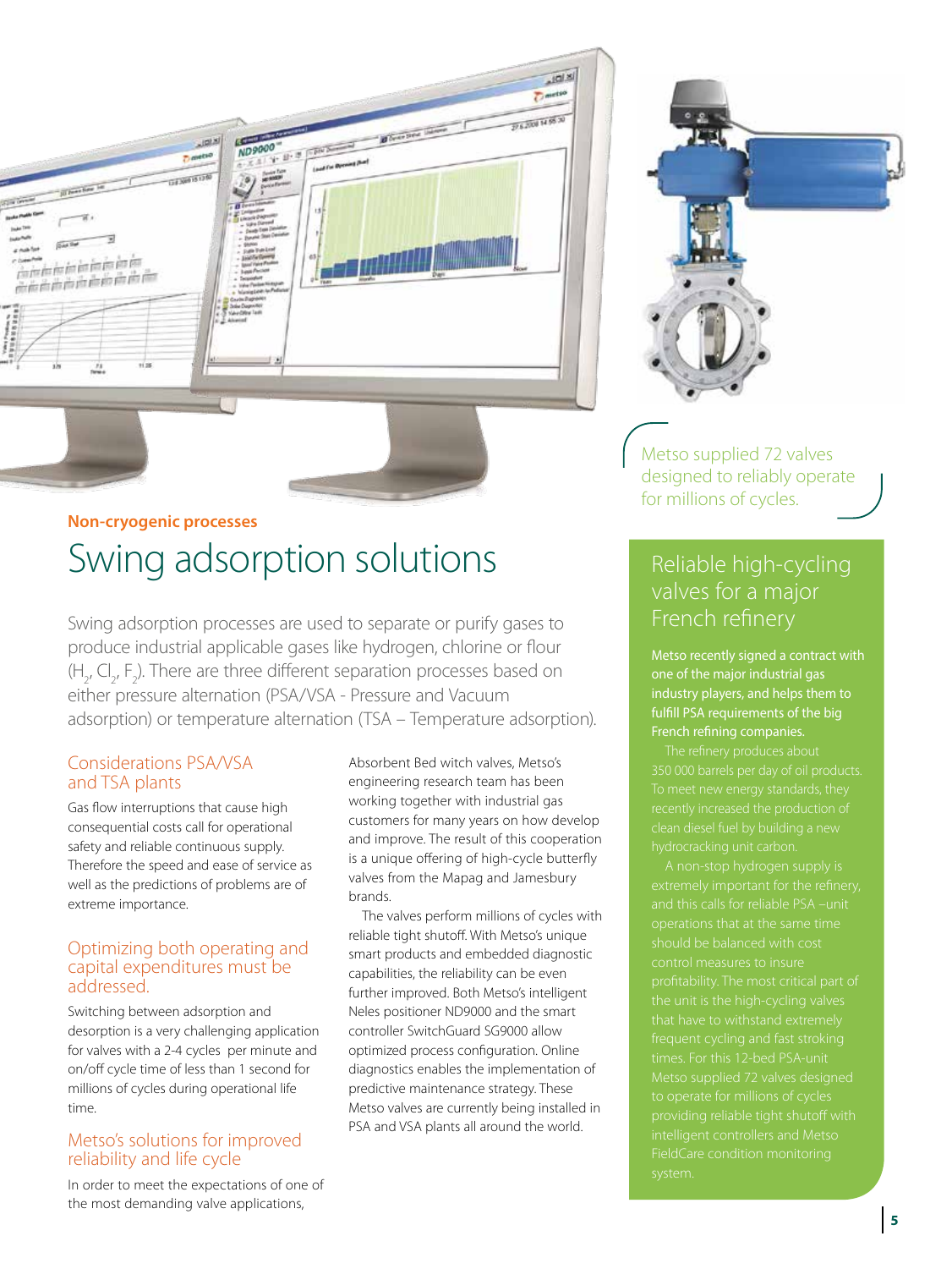**Non-cryogenic processes**

# Swing adsorption solutions

Swing adsorption processes are used to separate or purify gases to produce industrial applicable gases like hydrogen, chlorine or flour ($H_2$, $Cl_2$, $F_2$). There are three different separation processes based on either pressure alternation (PSA/VSA - Pressure and Vacuum adsorption) or temperature alternation (TSA – Temperature adsorption).

## Considerations PSA/VSA and TSA plants

Gas flow interruptions that cause high consequential costs call for operational safety and reliable continuous supply. Therefore the speed and ease of service as well as the predictions of problems are of extreme importance.

## Optimizing both operating and capital expenditures must be addressed.

Switching between adsorption and desorption is a very challenging application for valves with a 2-4 cycles per minute and on/off cycle time of less than 1 second for millions of cycles during operational life time.

## Metso's solutions for improved reliability and life cycle

In order to meet the expectations of one of the most demanding valve applications, Absorbent Bed witch valves, Metso's engineering research team has been working together with industrial gas customers for many years on how develop and improve. The result of this cooperation is a unique offering of high-cycle butterfly valves from the Mapag and Jamesbury brands.

The valves perform millions of cycles with reliable tight shutoff. With Metso's unique smart products and embedded diagnostic capabilities, the reliability can be even further improved. Both Metso's intelligent Neles positioner ND9000 and the smart controller SwitchGuard SG9000 allow optimized process configuration. Online diagnostics enables the implementation of predictive maintenance strategy. These Metso valves are currently being installed in PSA and VSA plants all around the world.

> Metso supplied 72 valves designed to reliably operate for millions of cycles.

## Reliable high-cycling valves for a major French refinery

**Metso recently signed a contract with one of the major industrial gas industry players, and helps them to fulfill PSA requirements of the big French refining companies.**

The refinery produces about 350 000 barrels per day of oil products. To meet new energy standards, they recently increased the production of clean diesel fuel by building a new hydrocracking unit carbon.

A non-stop hydrogen supply is extremely important for the refinery, and this calls for reliable PSA –unit operations that at the same time should be balanced with cost control measures to insure profitability. The most critical part of the unit is the high-cycling valves that have to withstand extremely frequent cycling and fast stroking times. For this 12-bed PSA-unit Metso supplied 72 valves designed to operate for millions of cycles providing reliable tight shutoff with intelligent controllers and Metso FieldCare condition monitoring system.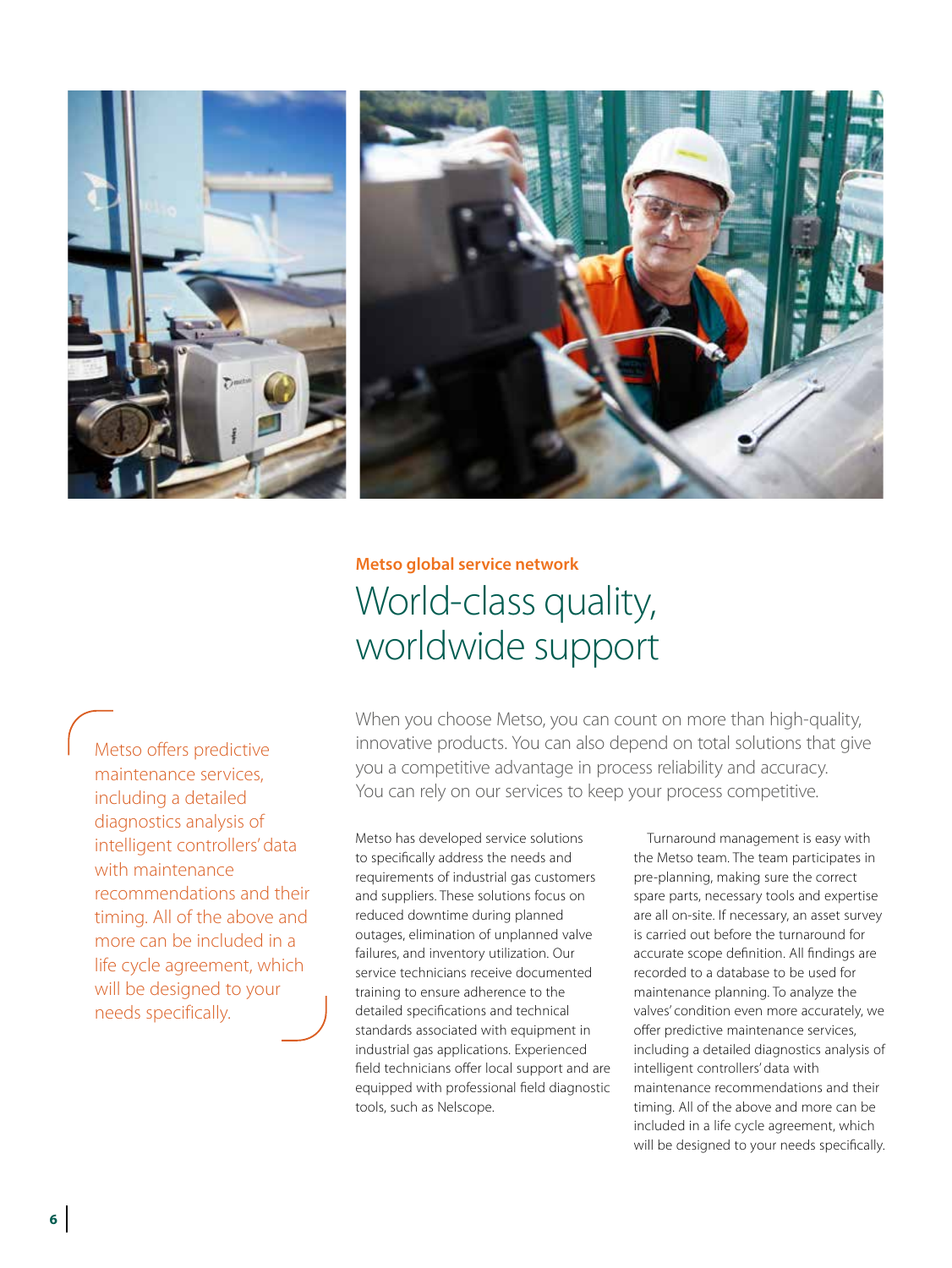**Metso global service network**

# World-class quality, worldwide support

> Metso offers predictive maintenance services, including a detailed diagnostics analysis of intelligent controllers' data with maintenance recommendations and their timing. All of the above and more can be included in a life cycle agreement, which will be designed to your needs specifically.

When you choose Metso, you can count on more than high-quality, innovative products. You can also depend on total solutions that give you a competitive advantage in process reliability and accuracy. You can rely on our services to keep your process competitive.

Metso has developed service solutions to specifically address the needs and requirements of industrial gas customers and suppliers. These solutions focus on reduced downtime during planned outages, elimination of unplanned valve failures, and inventory utilization. Our service technicians receive documented training to ensure adherence to the detailed specifications and technical standards associated with equipment in industrial gas applications. Experienced field technicians offer local support and are equipped with professional field diagnostic tools, such as Nelscope.

Turnaround management is easy with the Metso team. The team participates in pre-planning, making sure the correct spare parts, necessary tools and expertise are all on-site. If necessary, an asset survey is carried out before the turnaround for accurate scope definition. All findings are recorded to a database to be used for maintenance planning. To analyze the valves' condition even more accurately, we offer predictive maintenance services, including a detailed diagnostics analysis of intelligent controllers' data with maintenance recommendations and their timing. All of the above and more can be included in a life cycle agreement, which will be designed to your needs specifically.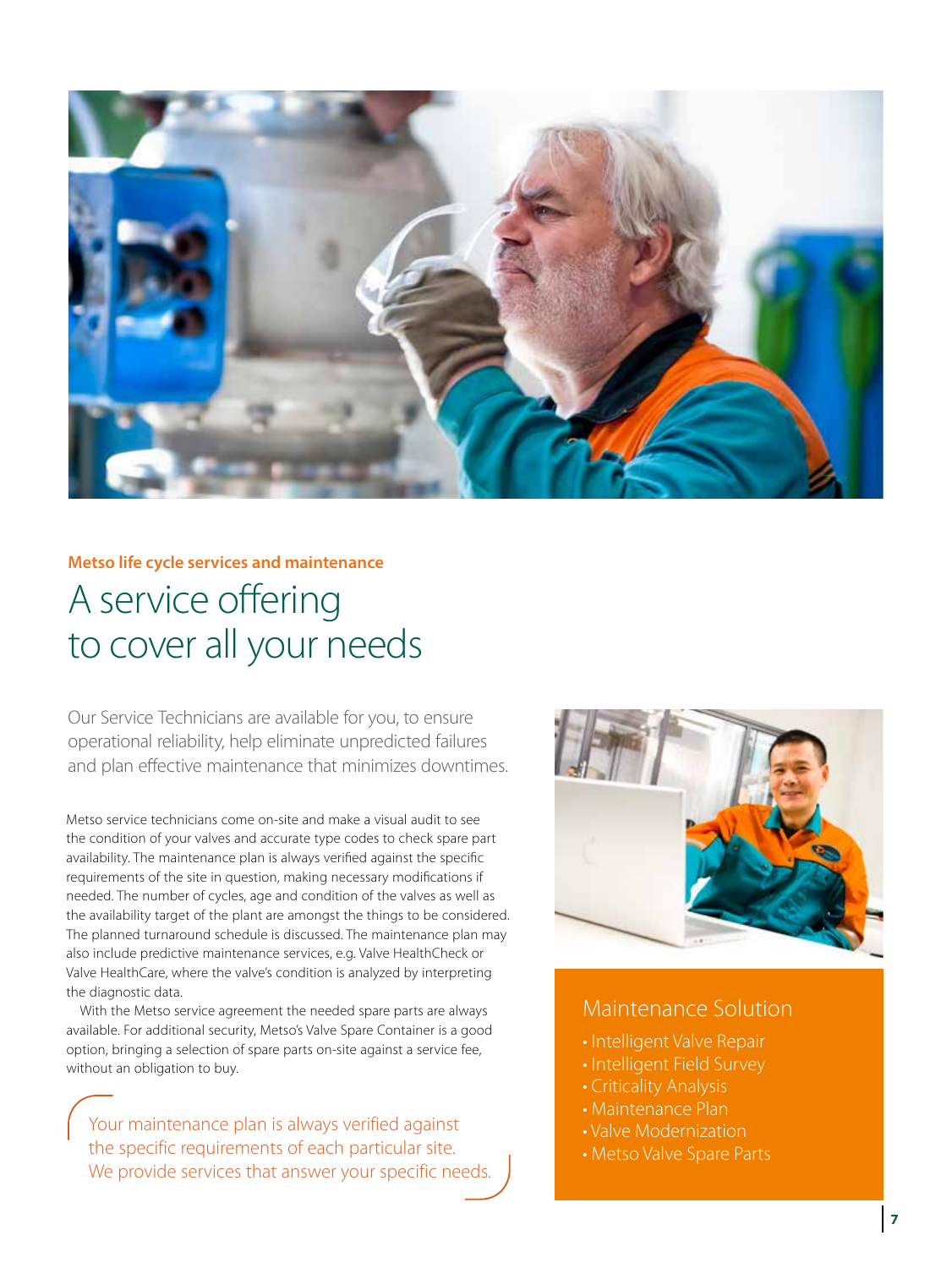**Metso life cycle services and maintenance**

# A service offering to cover all your needs

Our Service Technicians are available for you, to ensure operational reliability, help eliminate unpredicted failures and plan effective maintenance that minimizes downtimes.

Metso service technicians come on-site and make a visual audit to see the condition of your valves and accurate type codes to check spare part availability. The maintenance plan is always verified against the specific requirements of the site in question, making necessary modifications if needed. The number of cycles, age and condition of the valves as well as the availability target of the plant are amongst the things to be considered. The planned turnaround schedule is discussed. The maintenance plan may also include predictive maintenance services, e.g. Valve HealthCheck or Valve HealthCare, where the valve's condition is analyzed by interpreting the diagnostic data.

With the Metso service agreement the needed spare parts are always available. For additional security, Metso's Valve Spare Container is a good option, bringing a selection of spare parts on-site against a service fee, without an obligation to buy.

> Your maintenance plan is always verified against the specific requirements of each particular site. We provide services that answer your specific needs.

## Maintenance Solution

- Intelligent Valve Repair
- Intelligent Field Survey
- Criticality Analysis
- Maintenance Plan
- Valve Modernization
- Metso Valve Spare Parts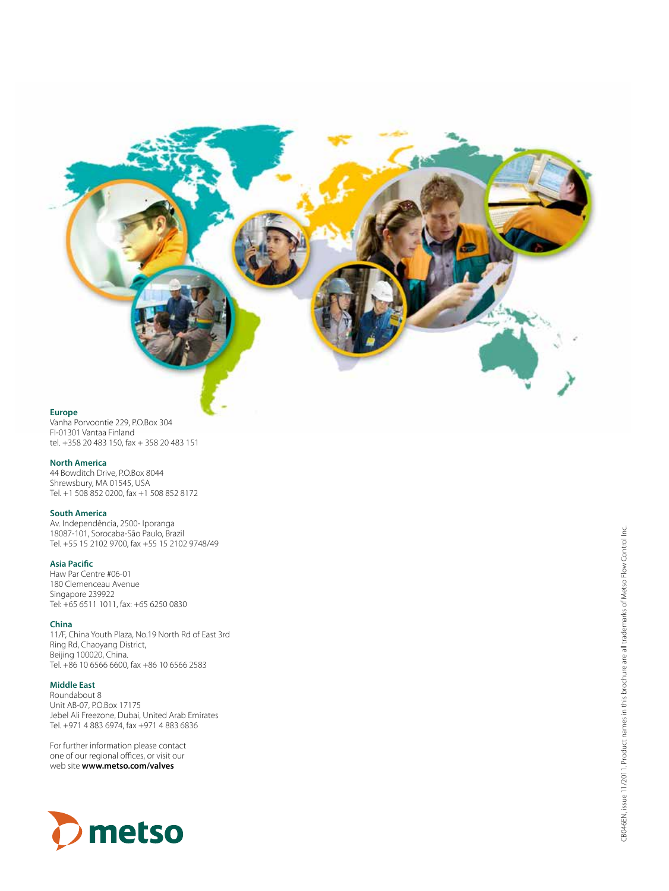**Europe**
Vanha Porvoontie 229, P.O.Box 304
FI-01301 Vantaa Finland
tel. +358 20 483 150, fax + 358 20 483 151

**North America**
44 Bowditch Drive, P.O.Box 8044
Shrewsbury, MA 01545, USA
Tel. +1 508 852 0200, fax +1 508 852 8172

**South America**
Av. Independência, 2500- Iporanga
18087-101, Sorocaba-São Paulo, Brazil
Tel. +55 15 2102 9700, fax +55 15 2102 9748/49

**Asia Pacific**
Haw Par Centre #06-01
180 Clemenceau Avenue
Singapore 239922
Tel: +65 6511 1011, fax: +65 6250 0830

**China**
11/F, China Youth Plaza, No.19 North Rd of East 3rd
Ring Rd, Chaoyang District,
Beijing 100020, China.
Tel. +86 10 6566 6600, fax +86 10 6566 2583

**Middle East**
Roundabout 8
Unit AB-07, P.O.Box 17175
Jebel Ali Freezone, Dubai, United Arab Emirates
Tel. +971 4 883 6974, fax +971 4 883 6836

For further information please contact one of our regional offices, or visit our web site **www.metso.com/valves**

metso

CB046EN, issue 11/2011. Product names in this brochure are all trademarks of Metso Flow Control Inc.